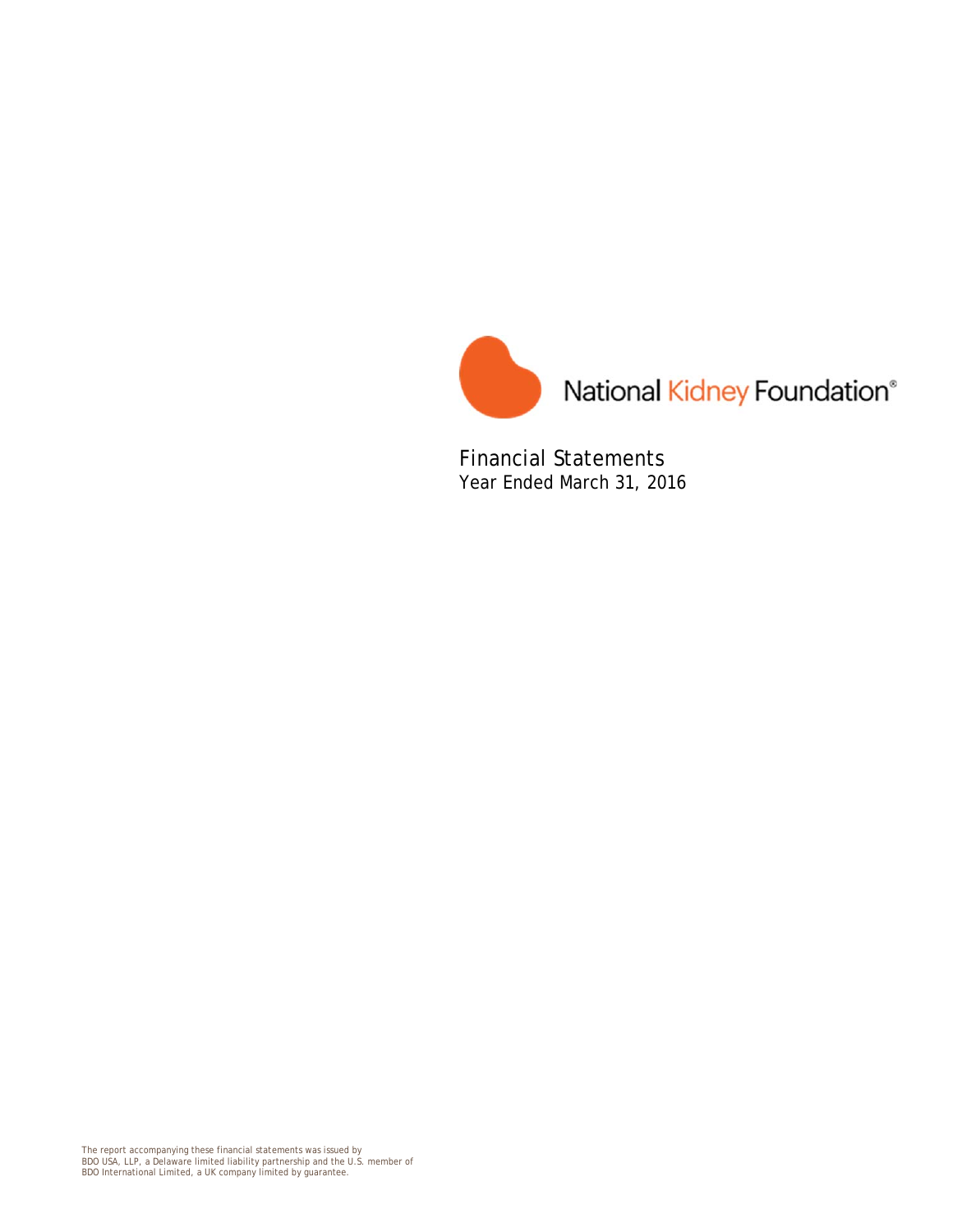National Kidney Foundation®

# Financial Statements
Year Ended March 31, 2016

The report accompanying these financial statements was issued by BDO USA, LLP, a Delaware limited liability partnership and the U.S. member of BDO International Limited, a UK company limited by guarantee.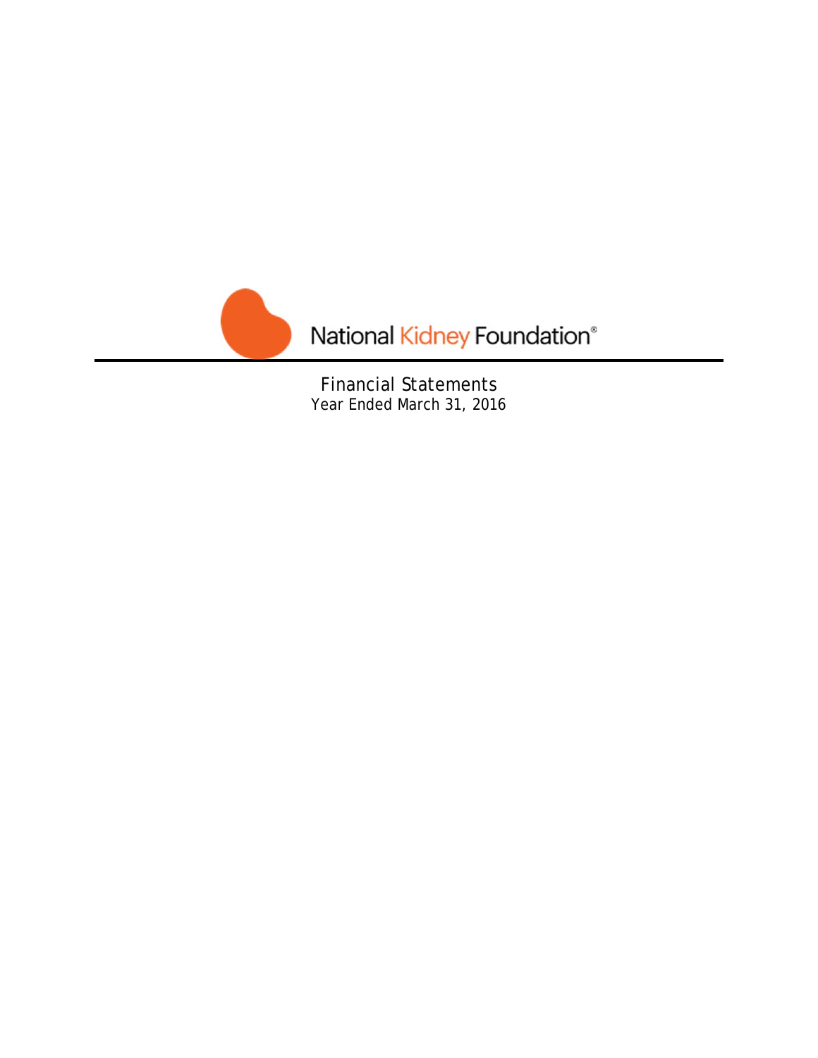National Kidney Foundation®

Financial Statements
Year Ended March 31, 2016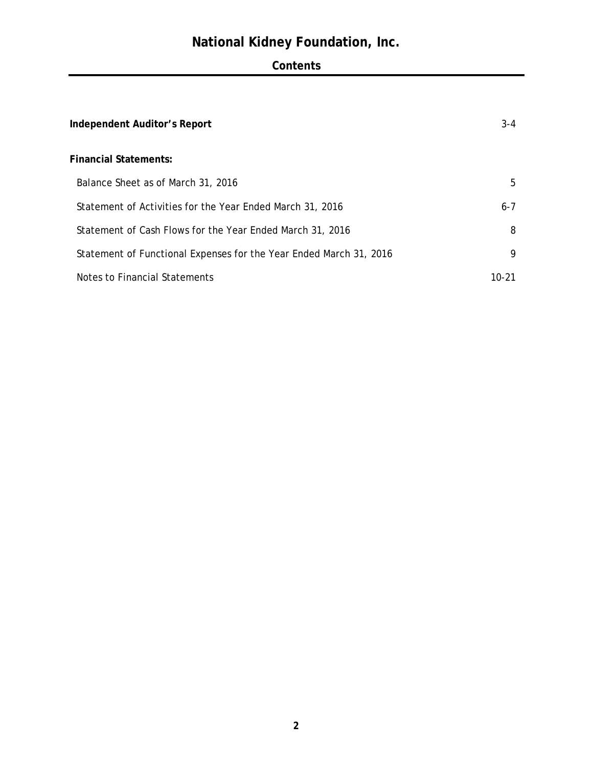# National Kidney Foundation, Inc.

## Contents

| | |
|---|---|
| **Independent Auditor's Report** | 3-4 |
| **Financial Statements:** | |
| Balance Sheet as of March 31, 2016 | 5 |
| Statement of Activities for the Year Ended March 31, 2016 | 6-7 |
| Statement of Cash Flows for the Year Ended March 31, 2016 | 8 |
| Statement of Functional Expenses for the Year Ended March 31, 2016 | 9 |
| Notes to Financial Statements | 10-21 |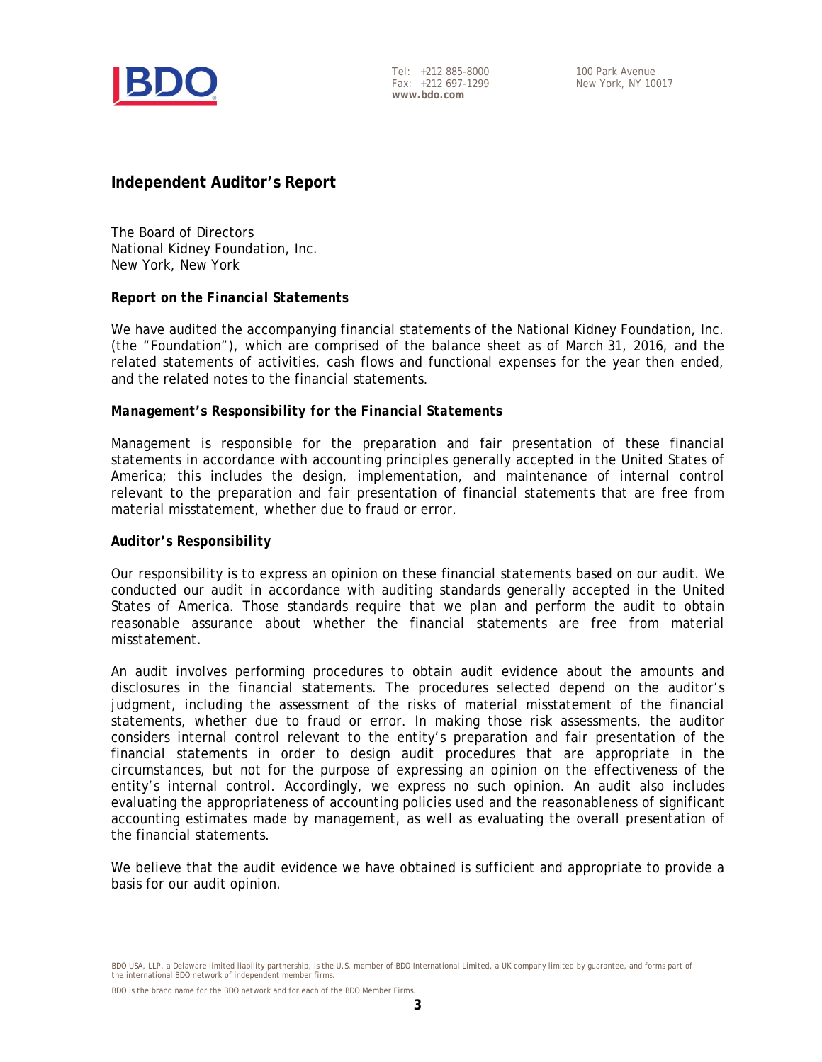Tel: +212 885-8000
Fax: +212 697-1299
**www.bdo.com**

100 Park Avenue
New York, NY 10017

## Independent Auditor's Report

The Board of Directors
National Kidney Foundation, Inc.
New York, New York

***Report on the Financial Statements***

We have audited the accompanying financial statements of the National Kidney Foundation, Inc. (the "Foundation"), which are comprised of the balance sheet as of March 31, 2016, and the related statements of activities, cash flows and functional expenses for the year then ended, and the related notes to the financial statements.

***Management's Responsibility for the Financial Statements***

Management is responsible for the preparation and fair presentation of these financial statements in accordance with accounting principles generally accepted in the United States of America; this includes the design, implementation, and maintenance of internal control relevant to the preparation and fair presentation of financial statements that are free from material misstatement, whether due to fraud or error.

***Auditor's Responsibility***

Our responsibility is to express an opinion on these financial statements based on our audit. We conducted our audit in accordance with auditing standards generally accepted in the United States of America. Those standards require that we plan and perform the audit to obtain reasonable assurance about whether the financial statements are free from material misstatement.

An audit involves performing procedures to obtain audit evidence about the amounts and disclosures in the financial statements. The procedures selected depend on the auditor's judgment, including the assessment of the risks of material misstatement of the financial statements, whether due to fraud or error. In making those risk assessments, the auditor considers internal control relevant to the entity's preparation and fair presentation of the financial statements in order to design audit procedures that are appropriate in the circumstances, but not for the purpose of expressing an opinion on the effectiveness of the entity's internal control. Accordingly, we express no such opinion. An audit also includes evaluating the appropriateness of accounting policies used and the reasonableness of significant accounting estimates made by management, as well as evaluating the overall presentation of the financial statements.

We believe that the audit evidence we have obtained is sufficient and appropriate to provide a basis for our audit opinion.

BDO USA, LLP, a Delaware limited liability partnership, is the U.S. member of BDO International Limited, a UK company limited by guarantee, and forms part of the international BDO network of independent member firms.

BDO is the brand name for the BDO network and for each of the BDO Member Firms.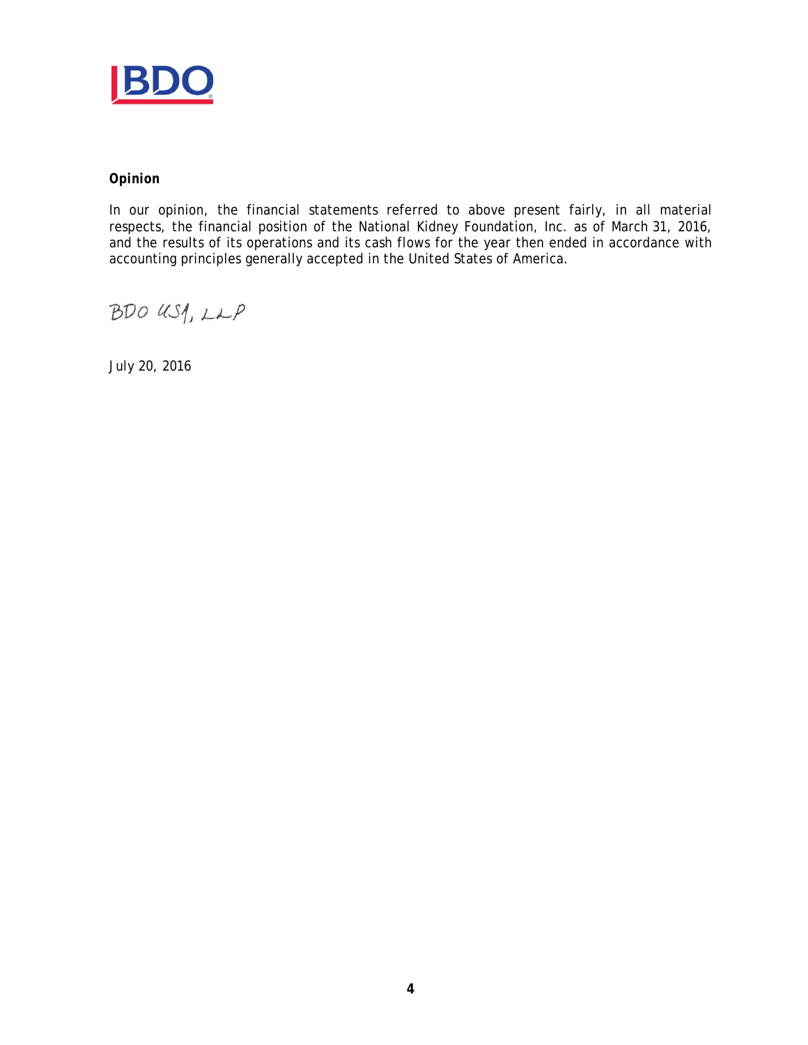**Opinion**

In our opinion, the financial statements referred to above present fairly, in all material respects, the financial position of the National Kidney Foundation, Inc. as of March 31, 2016, and the results of its operations and its cash flows for the year then ended in accordance with accounting principles generally accepted in the United States of America.

BDO USA, LLP

July 20, 2016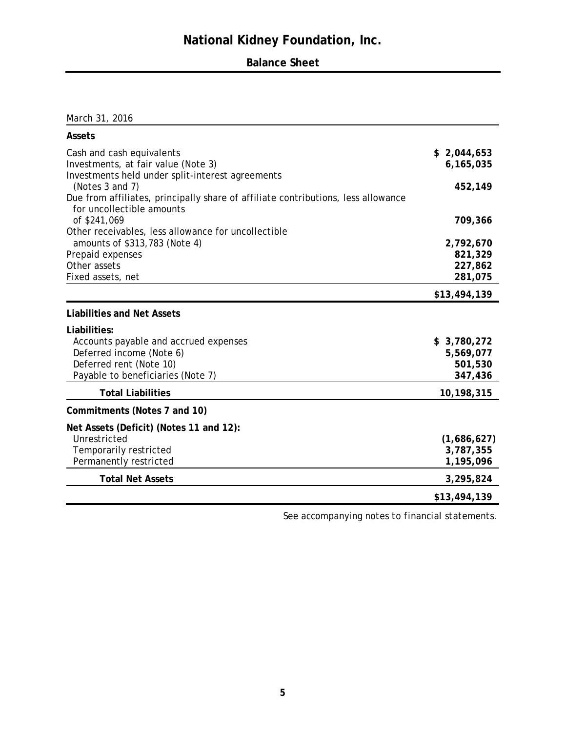# National Kidney Foundation, Inc.

## Balance Sheet

| March 31, 2016 | |
|---|---|
| **Assets** | |
| Cash and cash equivalents | **$ 2,044,653** |
| Investments, at fair value (Note 3) | **6,165,035** |
| Investments held under split-interest agreements (Notes 3 and 7) | **452,149** |
| Due from affiliates, principally share of affiliate contributions, less allowance for uncollectible amounts of $241,069 | **709,366** |
| Other receivables, less allowance for uncollectible amounts of $313,783 (Note 4) | **2,792,670** |
| Prepaid expenses | **821,329** |
| Other assets | **227,862** |
| Fixed assets, net | **281,075** |
| | **$13,494,139** |
| **Liabilities and Net Assets** | |
| **Liabilities:** | |
| Accounts payable and accrued expenses | **$ 3,780,272** |
| Deferred income (Note 6) | **5,569,077** |
| Deferred rent (Note 10) | **501,530** |
| Payable to beneficiaries (Note 7) | **347,436** |
| **Total Liabilities** | **10,198,315** |
| **Commitments (Notes 7 and 10)** | |
| **Net Assets (Deficit) (Notes 11 and 12):** | |
| Unrestricted | **(1,686,627)** |
| Temporarily restricted | **3,787,355** |
| Permanently restricted | **1,195,096** |
| **Total Net Assets** | **3,295,824** |
| | **$13,494,139** |

*See accompanying notes to financial statements.*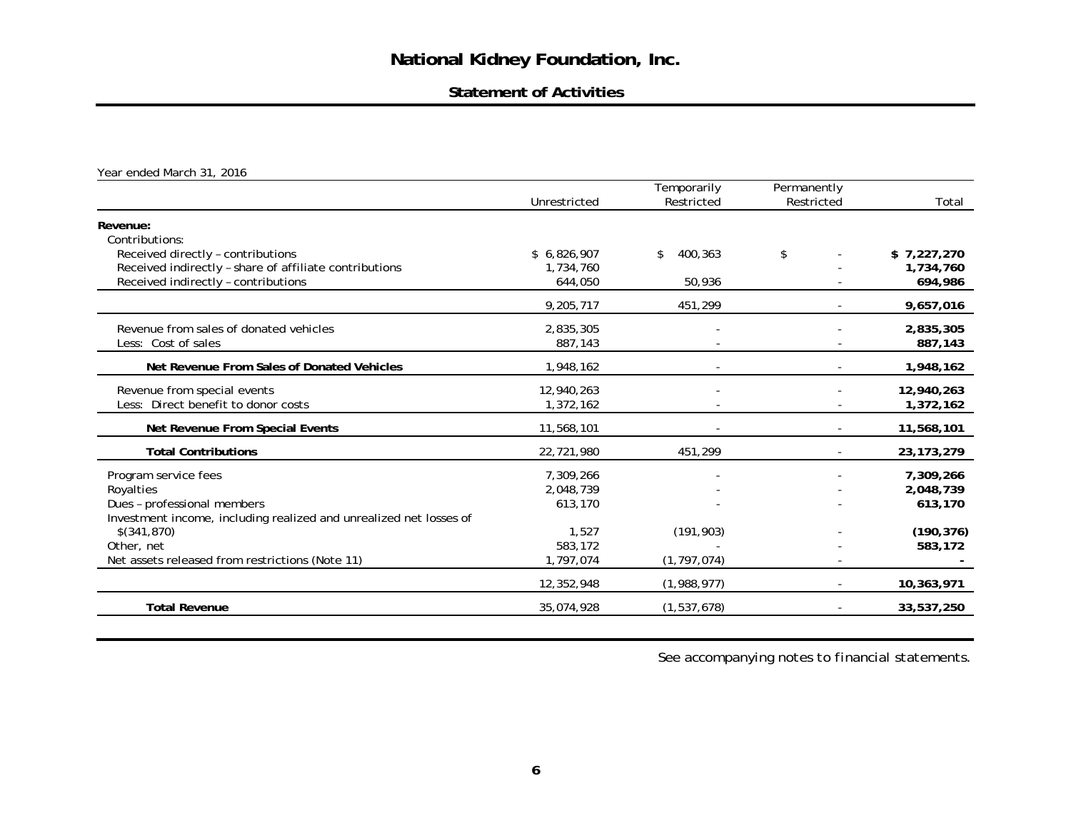# National Kidney Foundation, Inc.

## Statement of Activities

Year ended March 31, 2016

| | Unrestricted | Temporarily Restricted | Permanently Restricted | Total |
|---|---|---|---|---|
| **Revenue:** | | | | |
| Contributions: | | | | |
| Received directly – contributions | $ 6,826,907 | $ 400,363 | $ - | **$ 7,227,270** |
| Received indirectly – share of affiliate contributions | 1,734,760 | | - | **1,734,760** |
| Received indirectly – contributions | 644,050 | 50,936 | - | **694,986** |
| | 9,205,717 | 451,299 | - | **9,657,016** |
| Revenue from sales of donated vehicles | 2,835,305 | - | - | **2,835,305** |
| Less: Cost of sales | 887,143 | - | - | **887,143** |
| **Net Revenue From Sales of Donated Vehicles** | 1,948,162 | - | - | **1,948,162** |
| Revenue from special events | 12,940,263 | - | - | **12,940,263** |
| Less: Direct benefit to donor costs | 1,372,162 | - | - | **1,372,162** |
| **Net Revenue From Special Events** | 11,568,101 | - | - | **11,568,101** |
| **Total Contributions** | 22,721,980 | 451,299 | - | **23,173,279** |
| Program service fees | 7,309,266 | - | - | **7,309,266** |
| Royalties | 2,048,739 | - | - | **2,048,739** |
| Dues – professional members | 613,170 | - | - | **613,170** |
| Investment income, including realized and unrealized net losses of $(341,870) | 1,527 | (191,903) | - | **(190,376)** |
| Other, net | 583,172 | - | - | **583,172** |
| Net assets released from restrictions (Note 11) | 1,797,074 | (1,797,074) | - | **-** |
| | 12,352,948 | (1,988,977) | - | **10,363,971** |
| **Total Revenue** | 35,074,928 | (1,537,678) | - | **33,537,250** |

See accompanying notes to financial statements.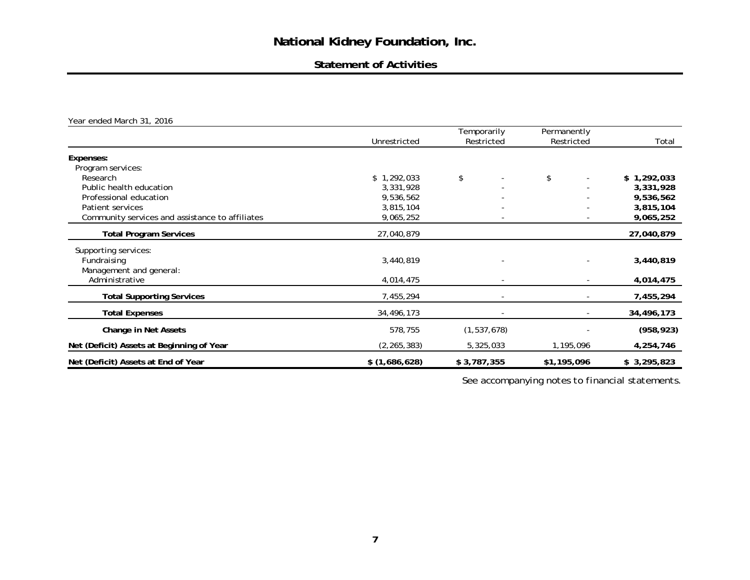# National Kidney Foundation, Inc.

## Statement of Activities

Year ended March 31, 2016

| | Unrestricted | Temporarily Restricted | Permanently Restricted | Total |
|---|---|---|---|---|
| **Expenses:** | | | | |
| Program services: | | | | |
| Research | $ 1,292,033 | $ - | $ - | **$ 1,292,033** |
| Public health education | 3,331,928 | - | - | **3,331,928** |
| Professional education | 9,536,562 | - | - | **9,536,562** |
| Patient services | 3,815,104 | - | - | **3,815,104** |
| Community services and assistance to affiliates | 9,065,252 | - | - | **9,065,252** |
| **Total Program Services** | 27,040,879 | | | **27,040,879** |
| Supporting services: | | | | |
| Fundraising | 3,440,819 | - | - | **3,440,819** |
| Management and general: | | | | |
| Administrative | 4,014,475 | - | - | **4,014,475** |
| **Total Supporting Services** | 7,455,294 | - | - | **7,455,294** |
| **Total Expenses** | 34,496,173 | - | - | **34,496,173** |
| **Change in Net Assets** | 578,755 | (1,537,678) | - | **(958,923)** |
| **Net (Deficit) Assets at Beginning of Year** | (2,265,383) | 5,325,033 | 1,195,096 | **4,254,746** |
| **Net (Deficit) Assets at End of Year** | **$ (1,686,628)** | **$ 3,787,355** | **$1,195,096** | **$ 3,295,823** |

*See accompanying notes to financial statements.*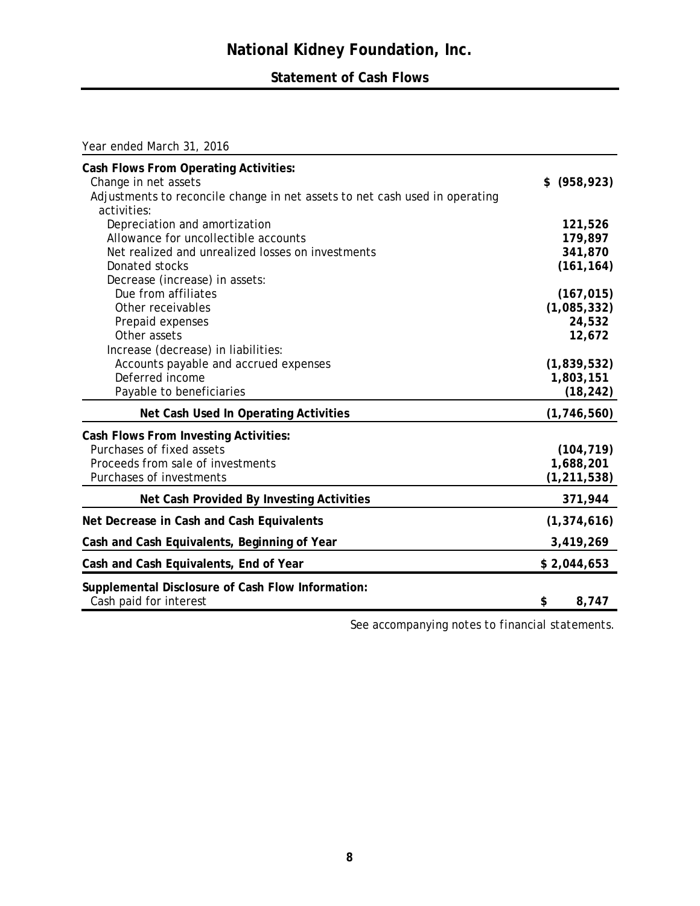# National Kidney Foundation, Inc.

## Statement of Cash Flows

| Year ended March 31, 2016 | |
|---|---|
| **Cash Flows From Operating Activities:** | |
| Change in net assets | **$ (958,923)** |
| Adjustments to reconcile change in net assets to net cash used in operating activities: | |
| Depreciation and amortization | **121,526** |
| Allowance for uncollectible accounts | **179,897** |
| Net realized and unrealized losses on investments | **341,870** |
| Donated stocks | **(161,164)** |
| Decrease (increase) in assets: | |
| Due from affiliates | **(167,015)** |
| Other receivables | **(1,085,332)** |
| Prepaid expenses | **24,532** |
| Other assets | **12,672** |
| Increase (decrease) in liabilities: | |
| Accounts payable and accrued expenses | **(1,839,532)** |
| Deferred income | **1,803,151** |
| Payable to beneficiaries | **(18,242)** |
| **Net Cash Used In Operating Activities** | **(1,746,560)** |
| **Cash Flows From Investing Activities:** | |
| Purchases of fixed assets | **(104,719)** |
| Proceeds from sale of investments | **1,688,201** |
| Purchases of investments | **(1,211,538)** |
| **Net Cash Provided By Investing Activities** | **371,944** |
| **Net Decrease in Cash and Cash Equivalents** | **(1,374,616)** |
| **Cash and Cash Equivalents, Beginning of Year** | **3,419,269** |
| **Cash and Cash Equivalents, End of Year** | **$ 2,044,653** |
| **Supplemental Disclosure of Cash Flow Information:** | |
| Cash paid for interest | **$ 8,747** |

*See accompanying notes to financial statements.*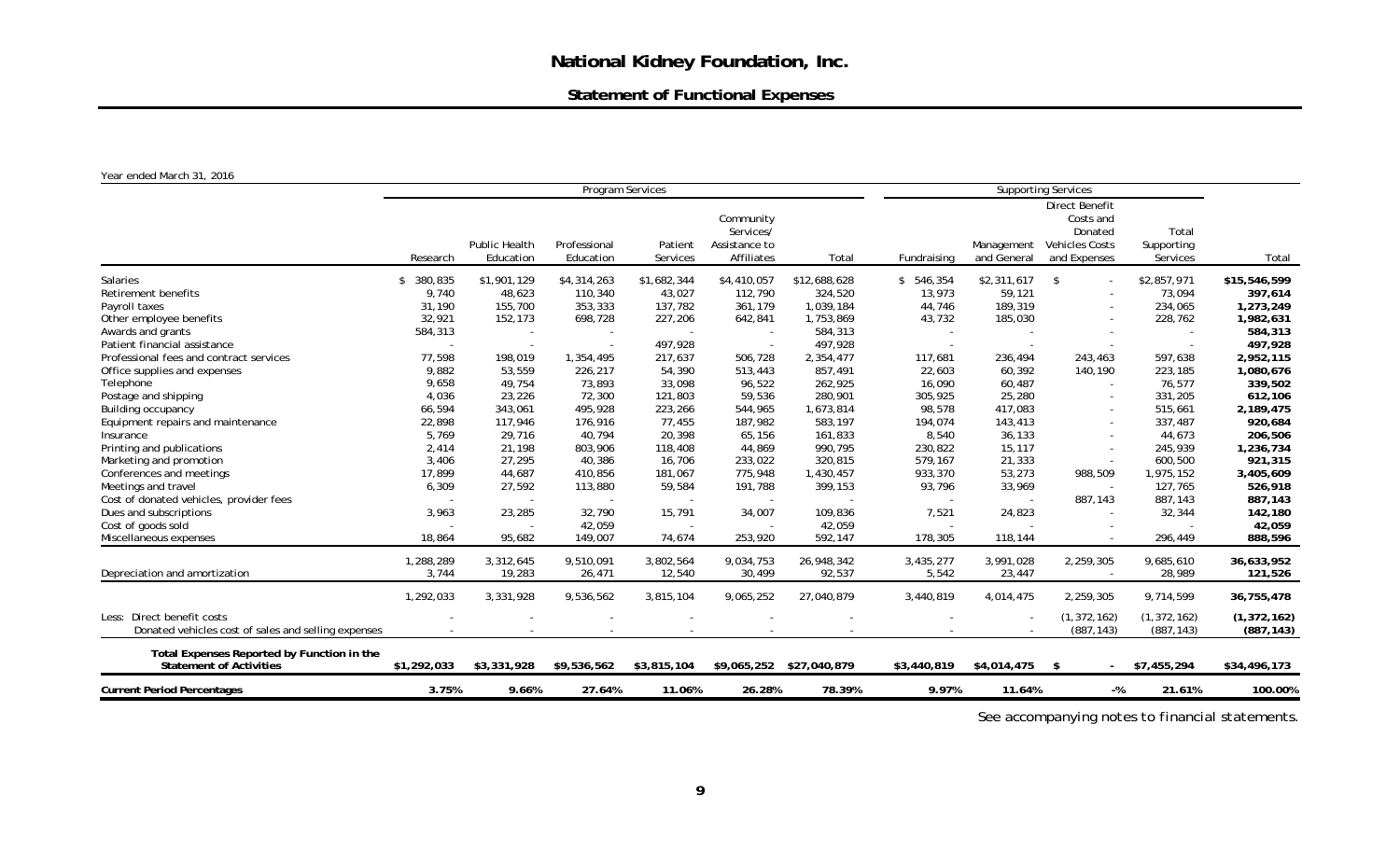# National Kidney Foundation, Inc.

## Statement of Functional Expenses

Year ended March 31, 2016

| | Program Services | | | | | | Supporting Services | | | | |
|---|---|---|---|---|---|---|---|---|---|---|---|
| | Research | Public Health Education | Professional Education | Patient Services | Community Services/ Assistance to Affiliates | Total | Fundraising | Management and General | Direct Benefit Costs and Donated Vehicles Costs and Expenses | Total Supporting Services | Total |
| Salaries | $ 380,835 | $1,901,129 | $4,314,263 | $1,682,344 | $4,410,057 | $12,688,628 | $ 546,354 | $2,311,617 | $ - | $2,857,971 | **$15,546,599** |
| Retirement benefits | 9,740 | 48,623 | 110,340 | 43,027 | 112,790 | 324,520 | 13,973 | 59,121 | - | 73,094 | **397,614** |
| Payroll taxes | 31,190 | 155,700 | 353,333 | 137,782 | 361,179 | 1,039,184 | 44,746 | 189,319 | - | 234,065 | **1,273,249** |
| Other employee benefits | 32,921 | 152,173 | 698,728 | 227,206 | 642,841 | 1,753,869 | 43,732 | 185,030 | - | 228,762 | **1,982,631** |
| Awards and grants | 584,313 | - | - | - | - | 584,313 | - | - | - | - | **584,313** |
| Patient financial assistance | - | - | - | 497,928 | - | 497,928 | - | - | - | - | **497,928** |
| Professional fees and contract services | 77,598 | 198,019 | 1,354,495 | 217,637 | 506,728 | 2,354,477 | 117,681 | 236,494 | 243,463 | 597,638 | **2,952,115** |
| Office supplies and expenses | 9,882 | 53,559 | 226,217 | 54,390 | 513,443 | 857,491 | 22,603 | 60,392 | 140,190 | 223,185 | **1,080,676** |
| Telephone | 9,658 | 49,754 | 73,893 | 33,098 | 96,522 | 262,925 | 16,090 | 60,487 | - | 76,577 | **339,502** |
| Postage and shipping | 4,036 | 23,226 | 72,300 | 121,803 | 59,536 | 280,901 | 305,925 | 25,280 | - | 331,205 | **612,106** |
| Building occupancy | 66,594 | 343,061 | 495,928 | 223,266 | 544,965 | 1,673,814 | 98,578 | 417,083 | - | 515,661 | **2,189,475** |
| Equipment repairs and maintenance | 22,898 | 117,946 | 176,916 | 77,455 | 187,982 | 583,197 | 194,074 | 143,413 | - | 337,487 | **920,684** |
| Insurance | 5,769 | 29,716 | 40,794 | 20,398 | 65,156 | 161,833 | 8,540 | 36,133 | - | 44,673 | **206,506** |
| Printing and publications | 2,414 | 21,198 | 803,906 | 118,408 | 44,869 | 990,795 | 230,822 | 15,117 | - | 245,939 | **1,236,734** |
| Marketing and promotion | 3,406 | 27,295 | 40,386 | 16,706 | 233,022 | 320,815 | 579,167 | 21,333 | - | 600,500 | **921,315** |
| Conferences and meetings | 17,899 | 44,687 | 410,856 | 181,067 | 775,948 | 1,430,457 | 933,370 | 53,273 | 988,509 | 1,975,152 | **3,405,609** |
| Meetings and travel | 6,309 | 27,592 | 113,880 | 59,584 | 191,788 | 399,153 | 93,796 | 33,969 | - | 127,765 | **526,918** |
| Cost of donated vehicles, provider fees | - | - | - | - | - | - | - | - | 887,143 | 887,143 | **887,143** |
| Dues and subscriptions | 3,963 | 23,285 | 32,790 | 15,791 | 34,007 | 109,836 | 7,521 | 24,823 | - | 32,344 | **142,180** |
| Cost of goods sold | - | - | 42,059 | - | - | 42,059 | - | - | - | - | **42,059** |
| Miscellaneous expenses | 18,864 | 95,682 | 149,007 | 74,674 | 253,920 | 592,147 | 178,305 | 118,144 | - | 296,449 | **888,596** |
| | 1,288,289 | 3,312,645 | 9,510,091 | 3,802,564 | 9,034,753 | 26,948,342 | 3,435,277 | 3,991,028 | 2,259,305 | 9,685,610 | **36,633,952** |
| Depreciation and amortization | 3,744 | 19,283 | 26,471 | 12,540 | 30,499 | 92,537 | 5,542 | 23,447 | - | 28,989 | **121,526** |
| | 1,292,033 | 3,331,928 | 9,536,562 | 3,815,104 | 9,065,252 | 27,040,879 | 3,440,819 | 4,014,475 | 2,259,305 | 9,714,599 | 36,755,478 |
| Less: Direct benefit costs | - | - | - | - | - | - | - | - | (1,372,162) | (1,372,162) | **(1,372,162)** |
| Donated vehicles cost of sales and selling expenses | - | - | - | - | - | - | - | - | (887,143) | (887,143) | **(887,143)** |
| **Total Expenses Reported by Function in the Statement of Activities** | **$1,292,033** | **$3,331,928** | **$9,536,562** | **$3,815,104** | **$9,065,252** | **$27,040,879** | **$3,440,819** | **$4,014,475** | **$ -** | **$7,455,294** | **$34,496,173** |
| **Current Period Percentages** | **3.75%** | **9.66%** | **27.64%** | **11.06%** | **26.28%** | **78.39%** | **9.97%** | **11.64%** | **-%** | **21.61%** | **100.00%** |

See accompanying notes to financial statements.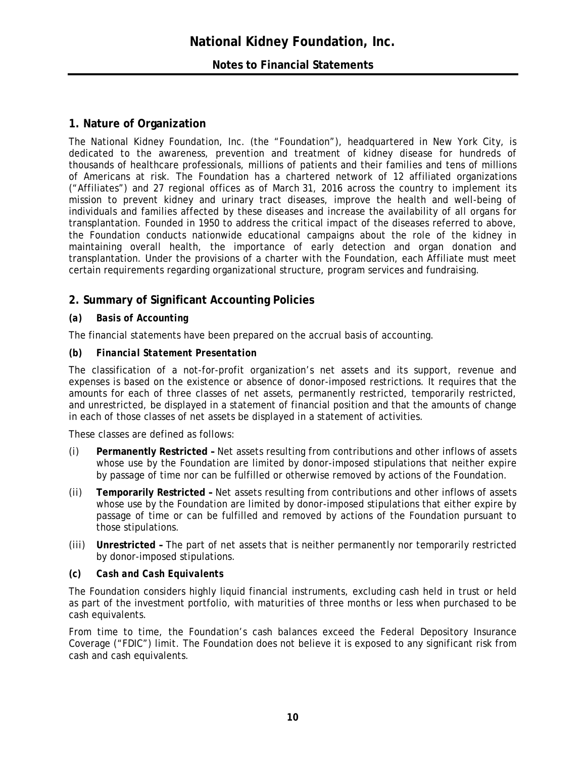# National Kidney Foundation, Inc.

## Notes to Financial Statements

## 1. Nature of Organization

The National Kidney Foundation, Inc. (the "Foundation"), headquartered in New York City, is dedicated to the awareness, prevention and treatment of kidney disease for hundreds of thousands of healthcare professionals, millions of patients and their families and tens of millions of Americans at risk. The Foundation has a chartered network of 12 affiliated organizations ("Affiliates") and 27 regional offices as of March 31, 2016 across the country to implement its mission to prevent kidney and urinary tract diseases, improve the health and well-being of individuals and families affected by these diseases and increase the availability of all organs for transplantation. Founded in 1950 to address the critical impact of the diseases referred to above, the Foundation conducts nationwide educational campaigns about the role of the kidney in maintaining overall health, the importance of early detection and organ donation and transplantation. Under the provisions of a charter with the Foundation, each Affiliate must meet certain requirements regarding organizational structure, program services and fundraising.

## 2. Summary of Significant Accounting Policies

### *(a) Basis of Accounting*

The financial statements have been prepared on the accrual basis of accounting.

### *(b) Financial Statement Presentation*

The classification of a not-for-profit organization's net assets and its support, revenue and expenses is based on the existence or absence of donor-imposed restrictions. It requires that the amounts for each of three classes of net assets, permanently restricted, temporarily restricted, and unrestricted, be displayed in a statement of financial position and that the amounts of change in each of those classes of net assets be displayed in a statement of activities.

These classes are defined as follows:

(i) **Permanently Restricted –** Net assets resulting from contributions and other inflows of assets whose use by the Foundation are limited by donor-imposed stipulations that neither expire by passage of time nor can be fulfilled or otherwise removed by actions of the Foundation.

(ii) **Temporarily Restricted –** Net assets resulting from contributions and other inflows of assets whose use by the Foundation are limited by donor-imposed stipulations that either expire by passage of time or can be fulfilled and removed by actions of the Foundation pursuant to those stipulations.

(iii) **Unrestricted –** The part of net assets that is neither permanently nor temporarily restricted by donor-imposed stipulations.

### *(c) Cash and Cash Equivalents*

The Foundation considers highly liquid financial instruments, excluding cash held in trust or held as part of the investment portfolio, with maturities of three months or less when purchased to be cash equivalents.

From time to time, the Foundation's cash balances exceed the Federal Depository Insurance Coverage ("FDIC") limit. The Foundation does not believe it is exposed to any significant risk from cash and cash equivalents.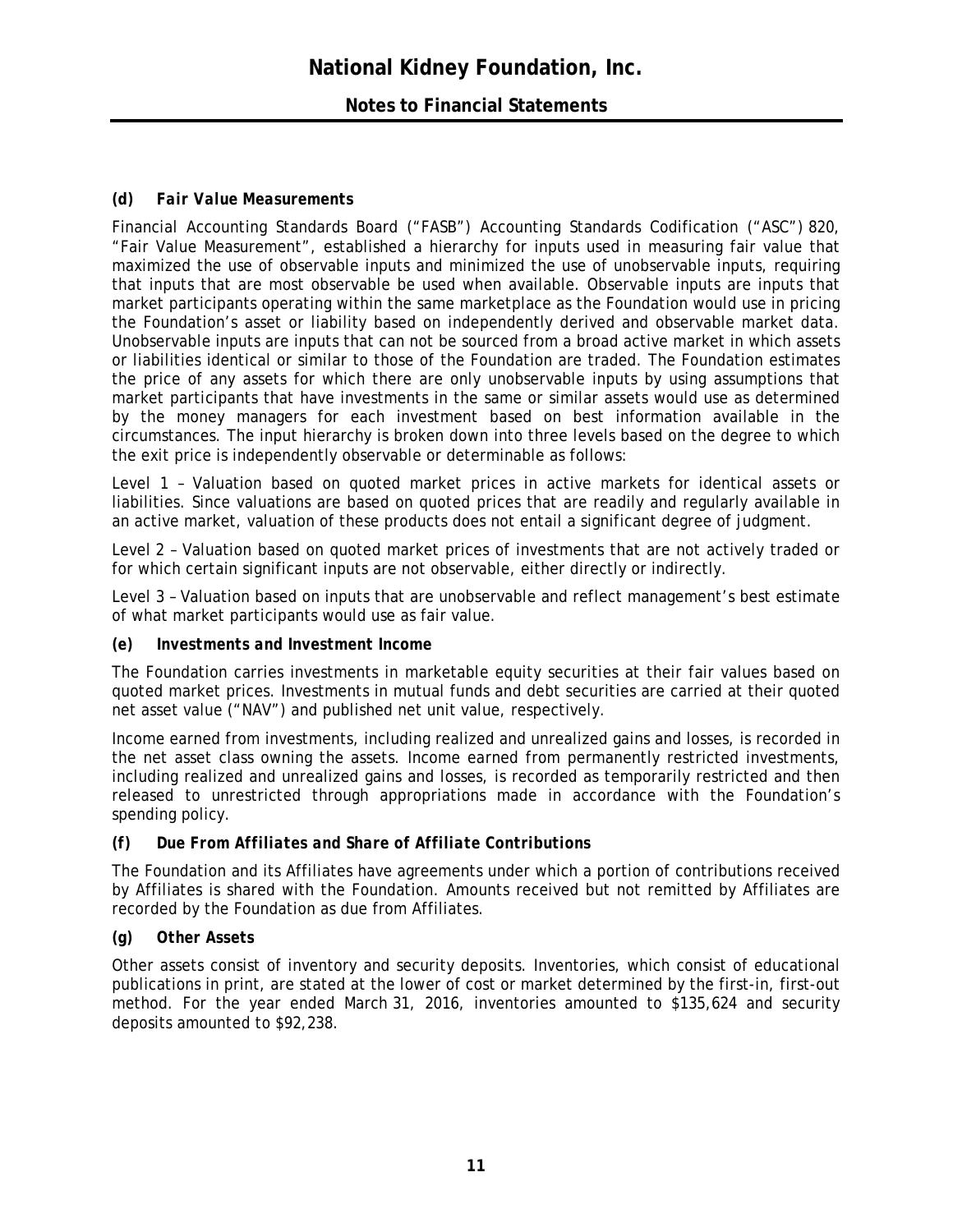### *(d) Fair Value Measurements*

Financial Accounting Standards Board ("FASB") Accounting Standards Codification ("ASC") 820, "Fair Value Measurement", established a hierarchy for inputs used in measuring fair value that maximized the use of observable inputs and minimized the use of unobservable inputs, requiring that inputs that are most observable be used when available. Observable inputs are inputs that market participants operating within the same marketplace as the Foundation would use in pricing the Foundation's asset or liability based on independently derived and observable market data. Unobservable inputs are inputs that can not be sourced from a broad active market in which assets or liabilities identical or similar to those of the Foundation are traded. The Foundation estimates the price of any assets for which there are only unobservable inputs by using assumptions that market participants that have investments in the same or similar assets would use as determined by the money managers for each investment based on best information available in the circumstances. The input hierarchy is broken down into three levels based on the degree to which the exit price is independently observable or determinable as follows:

Level 1 – Valuation based on quoted market prices in active markets for identical assets or liabilities. Since valuations are based on quoted prices that are readily and regularly available in an active market, valuation of these products does not entail a significant degree of judgment.

Level 2 – Valuation based on quoted market prices of investments that are not actively traded or for which certain significant inputs are not observable, either directly or indirectly.

Level 3 – Valuation based on inputs that are unobservable and reflect management's best estimate of what market participants would use as fair value.

### *(e) Investments and Investment Income*

The Foundation carries investments in marketable equity securities at their fair values based on quoted market prices. Investments in mutual funds and debt securities are carried at their quoted net asset value ("NAV") and published net unit value, respectively.

Income earned from investments, including realized and unrealized gains and losses, is recorded in the net asset class owning the assets. Income earned from permanently restricted investments, including realized and unrealized gains and losses, is recorded as temporarily restricted and then released to unrestricted through appropriations made in accordance with the Foundation's spending policy.

### *(f) Due From Affiliates and Share of Affiliate Contributions*

The Foundation and its Affiliates have agreements under which a portion of contributions received by Affiliates is shared with the Foundation. Amounts received but not remitted by Affiliates are recorded by the Foundation as due from Affiliates.

### *(g) Other Assets*

Other assets consist of inventory and security deposits. Inventories, which consist of educational publications in print, are stated at the lower of cost or market determined by the first-in, first-out method. For the year ended March 31, 2016, inventories amounted to $135,624 and security deposits amounted to $92,238.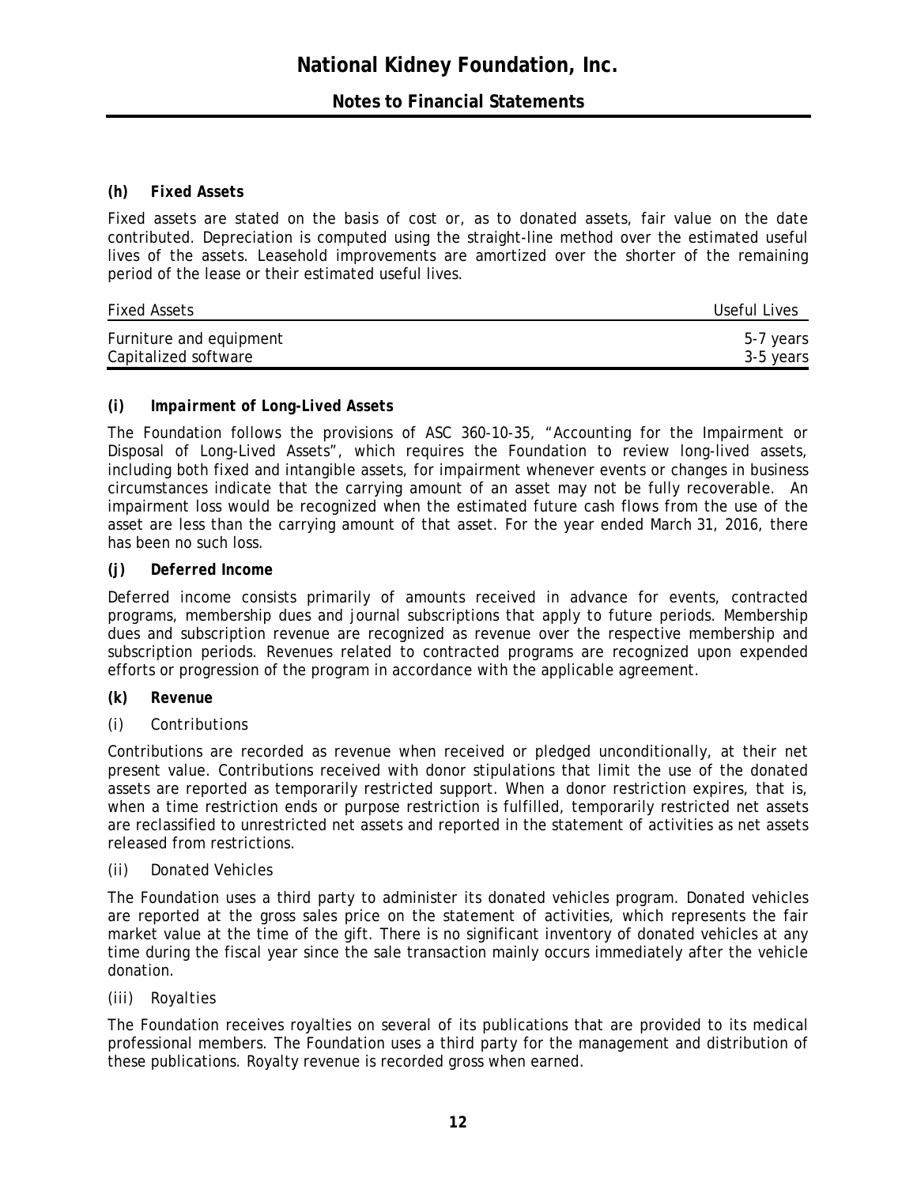#### *(h) Fixed Assets*

Fixed assets are stated on the basis of cost or, as to donated assets, fair value on the date contributed. Depreciation is computed using the straight-line method over the estimated useful lives of the assets. Leasehold improvements are amortized over the shorter of the remaining period of the lease or their estimated useful lives.

| Fixed Assets | Useful Lives |
| --- | --- |
| Furniture and equipment | 5-7 years |
| Capitalized software | 3-5 years |

#### *(i) Impairment of Long-Lived Assets*

The Foundation follows the provisions of ASC 360-10-35, "Accounting for the Impairment or Disposal of Long-Lived Assets", which requires the Foundation to review long-lived assets, including both fixed and intangible assets, for impairment whenever events or changes in business circumstances indicate that the carrying amount of an asset may not be fully recoverable. An impairment loss would be recognized when the estimated future cash flows from the use of the asset are less than the carrying amount of that asset. For the year ended March 31, 2016, there has been no such loss.

#### *(j) Deferred Income*

Deferred income consists primarily of amounts received in advance for events, contracted programs, membership dues and journal subscriptions that apply to future periods. Membership dues and subscription revenue are recognized as revenue over the respective membership and subscription periods. Revenues related to contracted programs are recognized upon expended efforts or progression of the program in accordance with the applicable agreement.

#### *(k) Revenue*

*(i) Contributions*

Contributions are recorded as revenue when received or pledged unconditionally, at their net present value. Contributions received with donor stipulations that limit the use of the donated assets are reported as temporarily restricted support. When a donor restriction expires, that is, when a time restriction ends or purpose restriction is fulfilled, temporarily restricted net assets are reclassified to unrestricted net assets and reported in the statement of activities as net assets released from restrictions.

*(ii) Donated Vehicles*

The Foundation uses a third party to administer its donated vehicles program. Donated vehicles are reported at the gross sales price on the statement of activities, which represents the fair market value at the time of the gift. There is no significant inventory of donated vehicles at any time during the fiscal year since the sale transaction mainly occurs immediately after the vehicle donation.

*(iii) Royalties*

The Foundation receives royalties on several of its publications that are provided to its medical professional members. The Foundation uses a third party for the management and distribution of these publications. Royalty revenue is recorded gross when earned.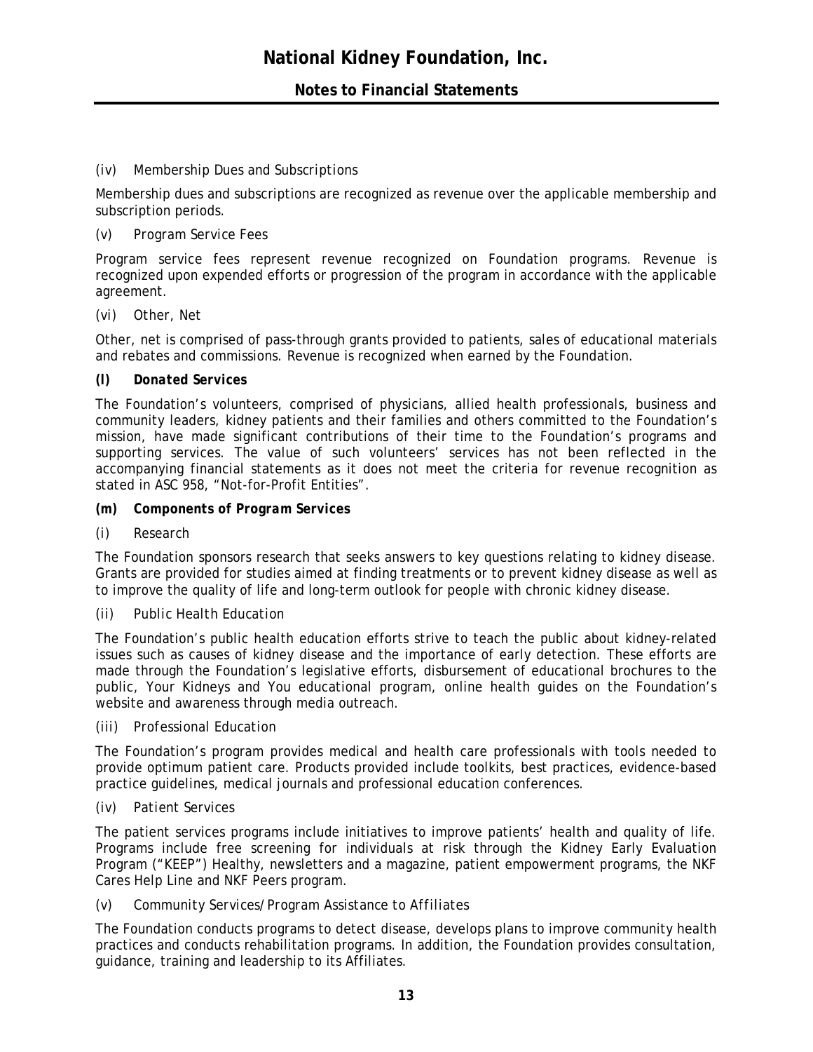(iv) *Membership Dues and Subscriptions*

Membership dues and subscriptions are recognized as revenue over the applicable membership and subscription periods.

(v) *Program Service Fees*

Program service fees represent revenue recognized on Foundation programs. Revenue is recognized upon expended efforts or progression of the program in accordance with the applicable agreement.

(vi) *Other, Net*

Other, net is comprised of pass-through grants provided to patients, sales of educational materials and rebates and commissions. Revenue is recognized when earned by the Foundation.

***(l) Donated Services***

The Foundation's volunteers, comprised of physicians, allied health professionals, business and community leaders, kidney patients and their families and others committed to the Foundation's mission, have made significant contributions of their time to the Foundation's programs and supporting services. The value of such volunteers' services has not been reflected in the accompanying financial statements as it does not meet the criteria for revenue recognition as stated in ASC 958, "Not-for-Profit Entities".

***(m) Components of Program Services***

(i) *Research*

The Foundation sponsors research that seeks answers to key questions relating to kidney disease. Grants are provided for studies aimed at finding treatments or to prevent kidney disease as well as to improve the quality of life and long-term outlook for people with chronic kidney disease.

(ii) *Public Health Education*

The Foundation's public health education efforts strive to teach the public about kidney-related issues such as causes of kidney disease and the importance of early detection. These efforts are made through the Foundation's legislative efforts, disbursement of educational brochures to the public, Your Kidneys and You educational program, online health guides on the Foundation's website and awareness through media outreach.

(iii) *Professional Education*

The Foundation's program provides medical and health care professionals with tools needed to provide optimum patient care. Products provided include toolkits, best practices, evidence-based practice guidelines, medical journals and professional education conferences.

(iv) *Patient Services*

The patient services programs include initiatives to improve patients' health and quality of life. Programs include free screening for individuals at risk through the Kidney Early Evaluation Program ("KEEP") Healthy, newsletters and a magazine, patient empowerment programs, the NKF Cares Help Line and NKF Peers program.

(v) *Community Services/Program Assistance to Affiliates*

The Foundation conducts programs to detect disease, develops plans to improve community health practices and conducts rehabilitation programs. In addition, the Foundation provides consultation, guidance, training and leadership to its Affiliates.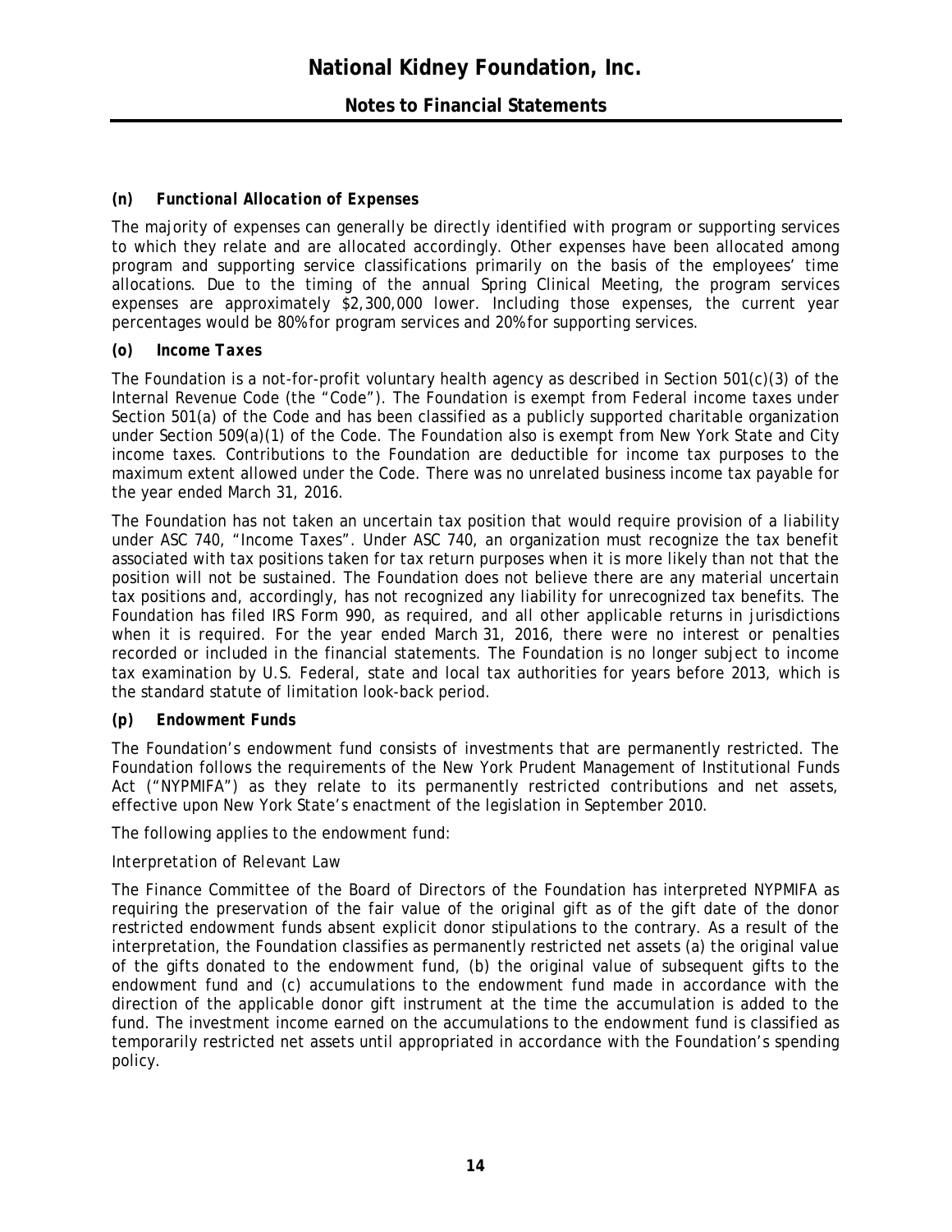### (n) *Functional Allocation of Expenses*

The majority of expenses can generally be directly identified with program or supporting services to which they relate and are allocated accordingly. Other expenses have been allocated among program and supporting service classifications primarily on the basis of the employees' time allocations. Due to the timing of the annual Spring Clinical Meeting, the program services expenses are approximately $2,300,000 lower. Including those expenses, the current year percentages would be 80% for program services and 20% for supporting services.

### (o) *Income Taxes*

The Foundation is a not-for-profit voluntary health agency as described in Section 501(c)(3) of the Internal Revenue Code (the "Code"). The Foundation is exempt from Federal income taxes under Section 501(a) of the Code and has been classified as a publicly supported charitable organization under Section 509(a)(1) of the Code. The Foundation also is exempt from New York State and City income taxes. Contributions to the Foundation are deductible for income tax purposes to the maximum extent allowed under the Code. There was no unrelated business income tax payable for the year ended March 31, 2016.

The Foundation has not taken an uncertain tax position that would require provision of a liability under ASC 740, "Income Taxes". Under ASC 740, an organization must recognize the tax benefit associated with tax positions taken for tax return purposes when it is more likely than not that the position will not be sustained. The Foundation does not believe there are any material uncertain tax positions and, accordingly, has not recognized any liability for unrecognized tax benefits. The Foundation has filed IRS Form 990, as required, and all other applicable returns in jurisdictions when it is required. For the year ended March 31, 2016, there were no interest or penalties recorded or included in the financial statements. The Foundation is no longer subject to income tax examination by U.S. Federal, state and local tax authorities for years before 2013, which is the standard statute of limitation look-back period.

### (p) *Endowment Funds*

The Foundation's endowment fund consists of investments that are permanently restricted. The Foundation follows the requirements of the New York Prudent Management of Institutional Funds Act ("NYPMIFA") as they relate to its permanently restricted contributions and net assets, effective upon New York State's enactment of the legislation in September 2010.

The following applies to the endowment fund:

*Interpretation of Relevant Law*

The Finance Committee of the Board of Directors of the Foundation has interpreted NYPMIFA as requiring the preservation of the fair value of the original gift as of the gift date of the donor restricted endowment funds absent explicit donor stipulations to the contrary. As a result of the interpretation, the Foundation classifies as permanently restricted net assets (a) the original value of the gifts donated to the endowment fund, (b) the original value of subsequent gifts to the endowment fund and (c) accumulations to the endowment fund made in accordance with the direction of the applicable donor gift instrument at the time the accumulation is added to the fund. The investment income earned on the accumulations to the endowment fund is classified as temporarily restricted net assets until appropriated in accordance with the Foundation's spending policy.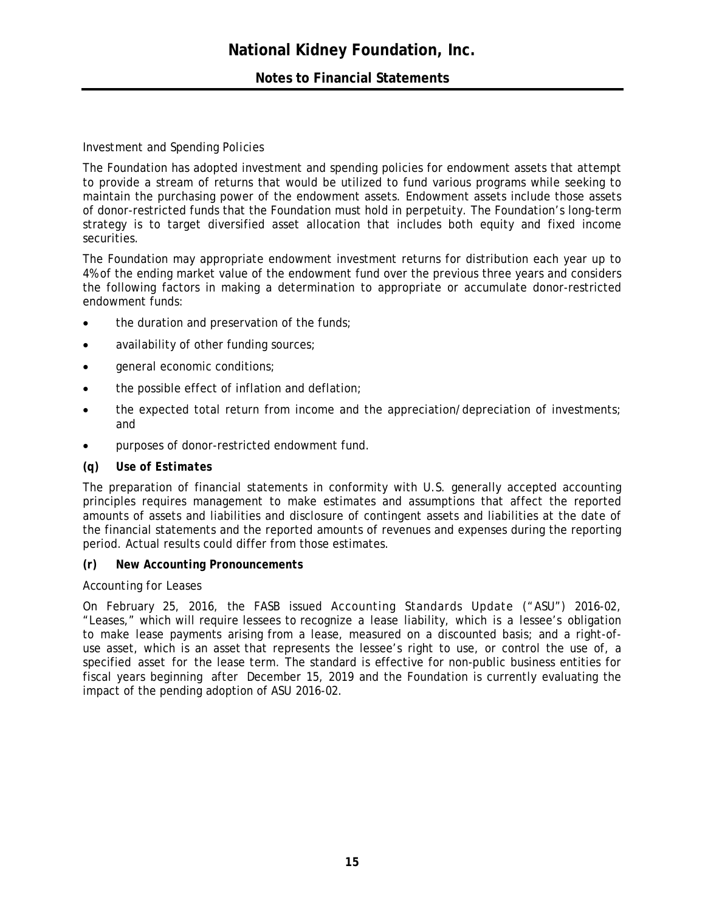*Investment and Spending Policies*

The Foundation has adopted investment and spending policies for endowment assets that attempt to provide a stream of returns that would be utilized to fund various programs while seeking to maintain the purchasing power of the endowment assets. Endowment assets include those assets of donor-restricted funds that the Foundation must hold in perpetuity. The Foundation's long-term strategy is to target diversified asset allocation that includes both equity and fixed income securities.

The Foundation may appropriate endowment investment returns for distribution each year up to 4% of the ending market value of the endowment fund over the previous three years and considers the following factors in making a determination to appropriate or accumulate donor-restricted endowment funds:

- the duration and preservation of the funds;
- availability of other funding sources;
- general economic conditions;
- the possible effect of inflation and deflation;
- the expected total return from income and the appreciation/depreciation of investments; and
- purposes of donor-restricted endowment fund.

**(q) *Use of Estimates***

The preparation of financial statements in conformity with U.S. generally accepted accounting principles requires management to make estimates and assumptions that affect the reported amounts of assets and liabilities and disclosure of contingent assets and liabilities at the date of the financial statements and the reported amounts of revenues and expenses during the reporting period. Actual results could differ from those estimates.

**(r) *New Accounting Pronouncements***

*Accounting for Leases*

On February 25, 2016, the FASB issued Accounting Standards Update ("ASU") 2016-02, "Leases," which will require lessees to recognize a lease liability, which is a lessee's obligation to make lease payments arising from a lease, measured on a discounted basis; and a right-of-use asset, which is an asset that represents the lessee's right to use, or control the use of, a specified asset for the lease term. The standard is effective for non-public business entities for fiscal years beginning after December 15, 2019 and the Foundation is currently evaluating the impact of the pending adoption of ASU 2016-02.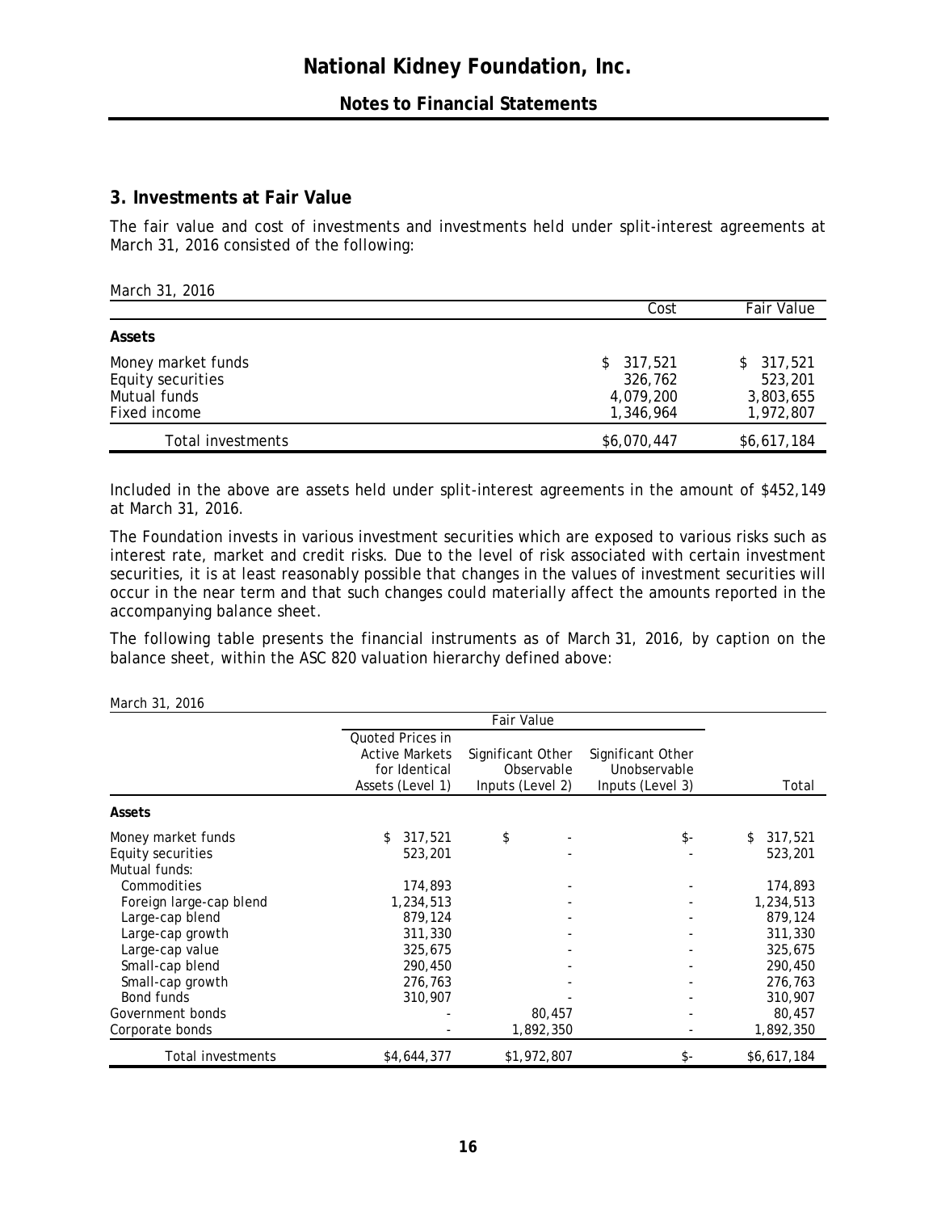## 3. Investments at Fair Value

The fair value and cost of investments and investments held under split-interest agreements at March 31, 2016 consisted of the following:

| March 31, 2016 | Cost | Fair Value |
|---|---|---|
| **Assets** | | |
| Money market funds | $ 317,521 | $ 317,521 |
| Equity securities | 326,762 | 523,201 |
| Mutual funds | 4,079,200 | 3,803,655 |
| Fixed income | 1,346,964 | 1,972,807 |
| Total investments | $6,070,447 | $6,617,184 |

Included in the above are assets held under split-interest agreements in the amount of $452,149 at March 31, 2016.

The Foundation invests in various investment securities which are exposed to various risks such as interest rate, market and credit risks. Due to the level of risk associated with certain investment securities, it is at least reasonably possible that changes in the values of investment securities will occur in the near term and that such changes could materially affect the amounts reported in the accompanying balance sheet.

The following table presents the financial instruments as of March 31, 2016, by caption on the balance sheet, within the ASC 820 valuation hierarchy defined above:

| March 31, 2016 | Fair Value | | | |
|---|---|---|---|---|
| | Quoted Prices in Active Markets for Identical Assets (Level 1) | Significant Other Observable Inputs (Level 2) | Significant Other Unobservable Inputs (Level 3) | Total |
| **Assets** | | | | |
| Money market funds | $ 317,521 | $ - | $- | $ 317,521 |
| Equity securities | 523,201 | - | - | 523,201 |
| Mutual funds: | | | | |
| Commodities | 174,893 | - | - | 174,893 |
| Foreign large-cap blend | 1,234,513 | - | - | 1,234,513 |
| Large-cap blend | 879,124 | - | - | 879,124 |
| Large-cap growth | 311,330 | - | - | 311,330 |
| Large-cap value | 325,675 | - | - | 325,675 |
| Small-cap blend | 290,450 | - | - | 290,450 |
| Small-cap growth | 276,763 | - | - | 276,763 |
| Bond funds | 310,907 | - | - | 310,907 |
| Government bonds | - | 80,457 | - | 80,457 |
| Corporate bonds | - | 1,892,350 | - | 1,892,350 |
| Total investments | $4,644,377 | $1,972,807 | $- | $6,617,184 |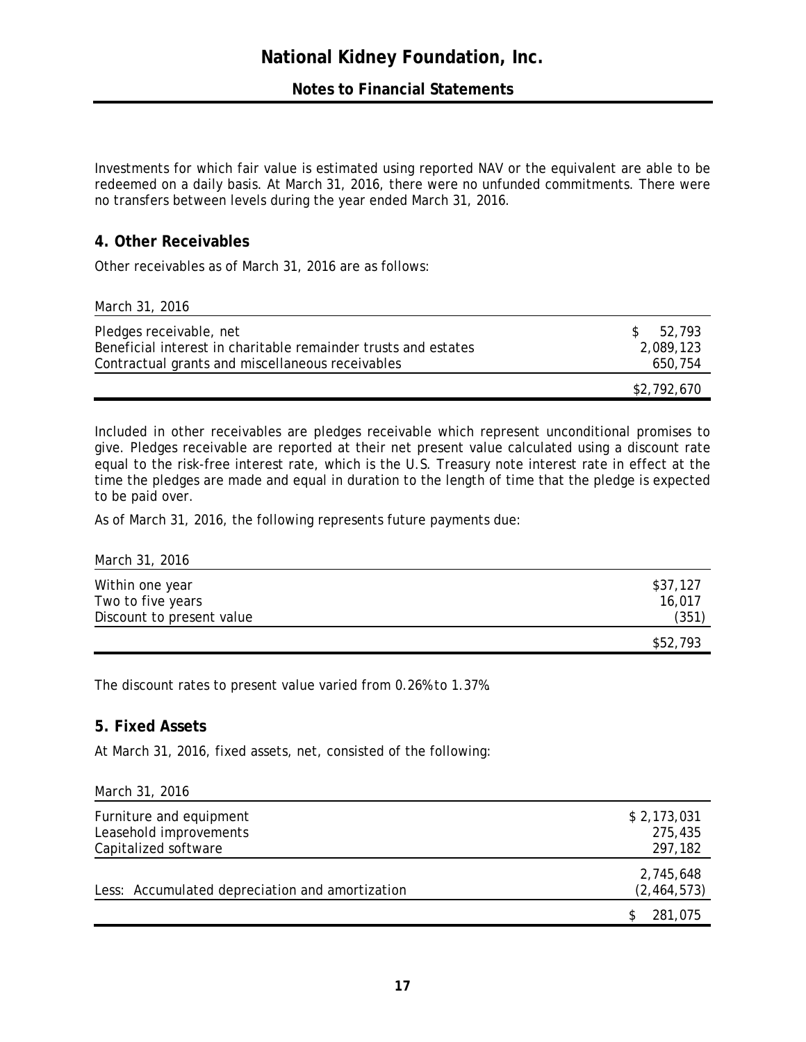Investments for which fair value is estimated using reported NAV or the equivalent are able to be redeemed on a daily basis. At March 31, 2016, there were no unfunded commitments. There were no transfers between levels during the year ended March 31, 2016.

## 4. Other Receivables

Other receivables as of March 31, 2016 are as follows:

| March 31, 2016 | |
|---|---|
| Pledges receivable, net | $ 52,793 |
| Beneficial interest in charitable remainder trusts and estates | 2,089,123 |
| Contractual grants and miscellaneous receivables | 650,754 |
| | $2,792,670 |

Included in other receivables are pledges receivable which represent unconditional promises to give. Pledges receivable are reported at their net present value calculated using a discount rate equal to the risk-free interest rate, which is the U.S. Treasury note interest rate in effect at the time the pledges are made and equal in duration to the length of time that the pledge is expected to be paid over.

As of March 31, 2016, the following represents future payments due:

| March 31, 2016 | |
|---|---|
| Within one year | $37,127 |
| Two to five years | 16,017 |
| Discount to present value | (351) |
| | $52,793 |

The discount rates to present value varied from 0.26% to 1.37%.

## 5. Fixed Assets

At March 31, 2016, fixed assets, net, consisted of the following:

| March 31, 2016 | |
|---|---|
| Furniture and equipment | $ 2,173,031 |
| Leasehold improvements | 275,435 |
| Capitalized software | 297,182 |
| | 2,745,648 |
| Less: Accumulated depreciation and amortization | (2,464,573) |
| | $ 281,075 |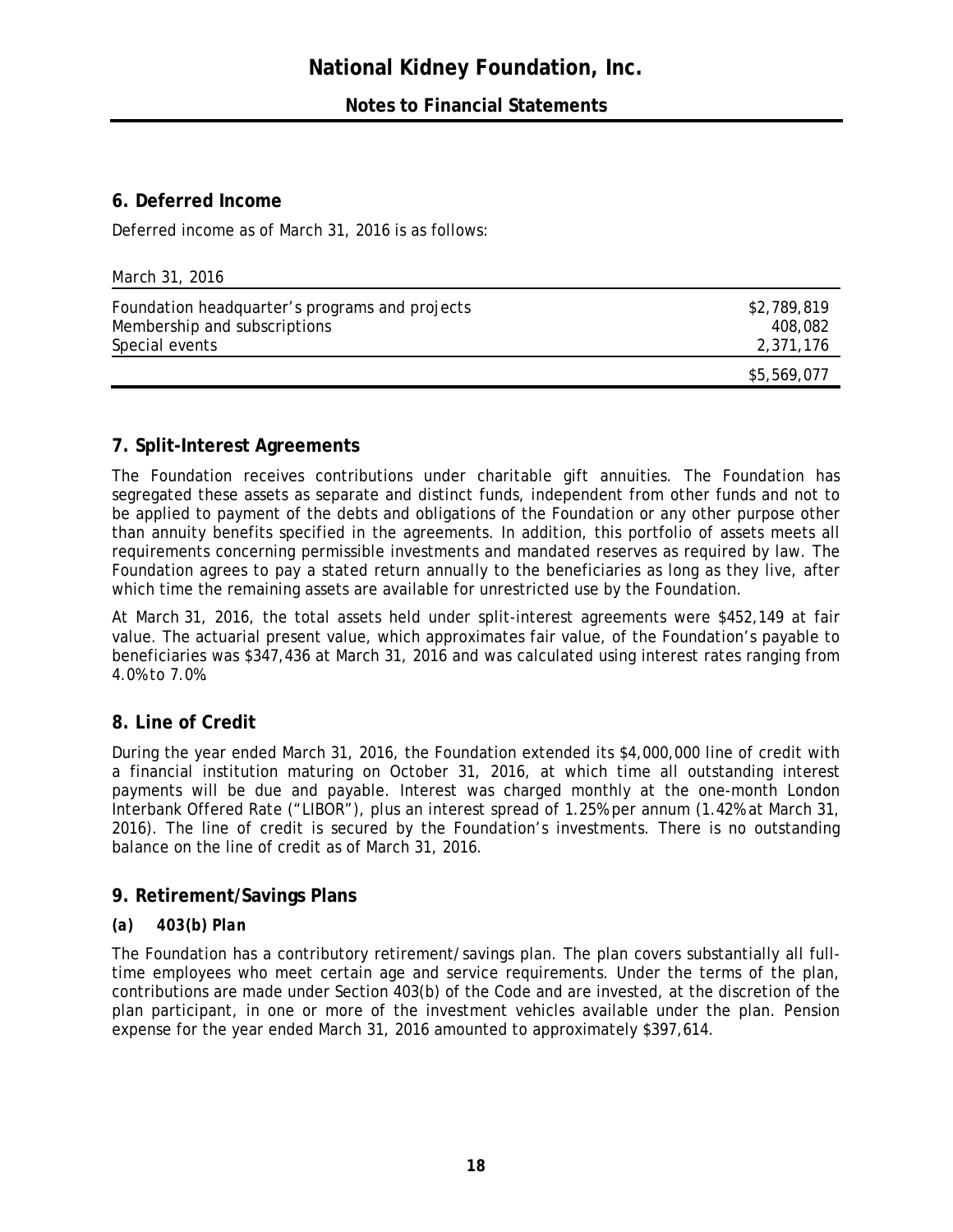## 6. Deferred Income

Deferred income as of March 31, 2016 is as follows:

| March 31, 2016 | |
|---|---|
| Foundation headquarter's programs and projects | $2,789,819 |
| Membership and subscriptions | 408,082 |
| Special events | 2,371,176 |
| | $5,569,077 |

## 7. Split-Interest Agreements

The Foundation receives contributions under charitable gift annuities. The Foundation has segregated these assets as separate and distinct funds, independent from other funds and not to be applied to payment of the debts and obligations of the Foundation or any other purpose other than annuity benefits specified in the agreements. In addition, this portfolio of assets meets all requirements concerning permissible investments and mandated reserves as required by law. The Foundation agrees to pay a stated return annually to the beneficiaries as long as they live, after which time the remaining assets are available for unrestricted use by the Foundation.

At March 31, 2016, the total assets held under split-interest agreements were $452,149 at fair value. The actuarial present value, which approximates fair value, of the Foundation's payable to beneficiaries was $347,436 at March 31, 2016 and was calculated using interest rates ranging from 4.0% to 7.0%.

## 8. Line of Credit

During the year ended March 31, 2016, the Foundation extended its $4,000,000 line of credit with a financial institution maturing on October 31, 2016, at which time all outstanding interest payments will be due and payable. Interest was charged monthly at the one-month London Interbank Offered Rate ("LIBOR"), plus an interest spread of 1.25% per annum (1.42% at March 31, 2016). The line of credit is secured by the Foundation's investments. There is no outstanding balance on the line of credit as of March 31, 2016.

## 9. Retirement/Savings Plans

### (a) 403(b) Plan

The Foundation has a contributory retirement/savings plan. The plan covers substantially all full-time employees who meet certain age and service requirements. Under the terms of the plan, contributions are made under Section 403(b) of the Code and are invested, at the discretion of the plan participant, in one or more of the investment vehicles available under the plan. Pension expense for the year ended March 31, 2016 amounted to approximately $397,614.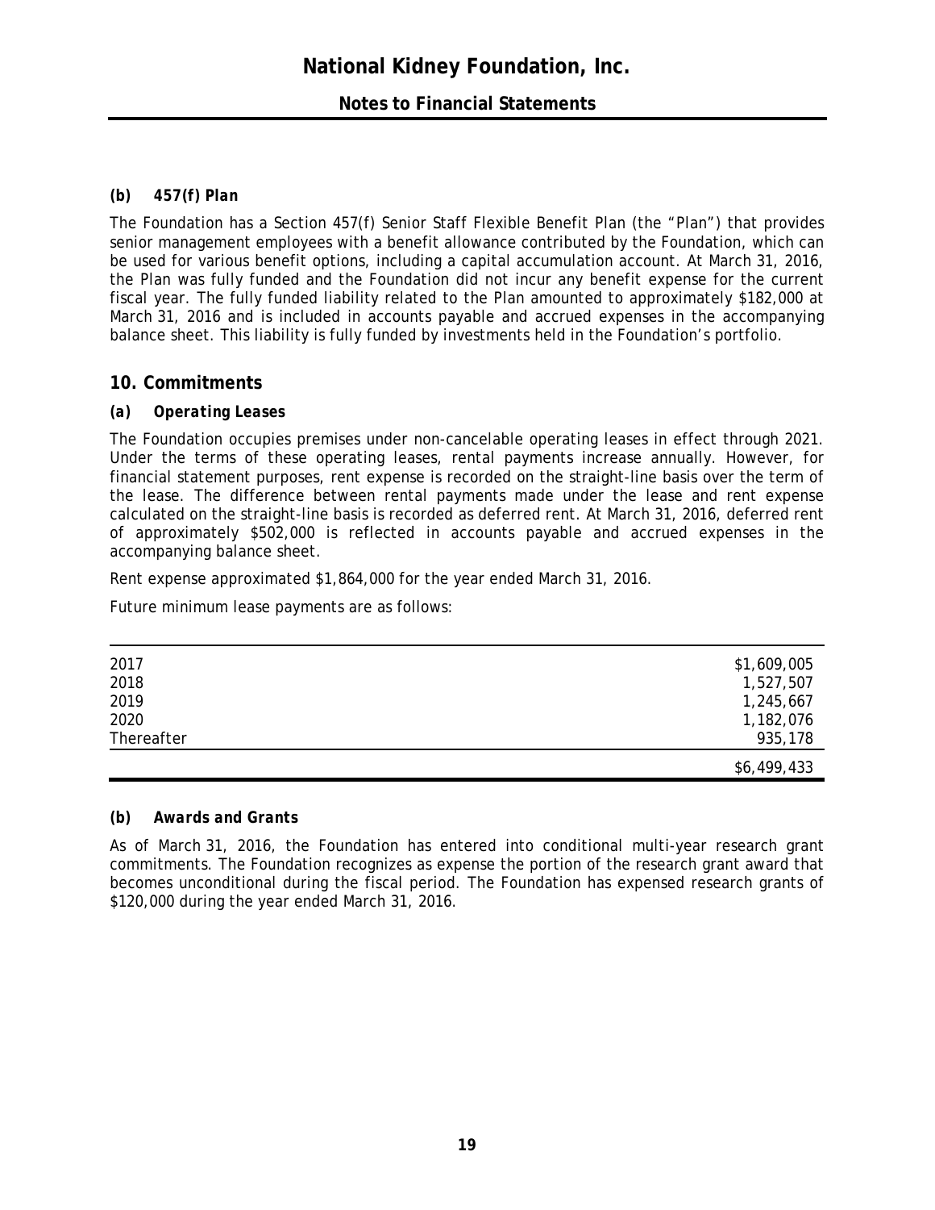### *(b) 457(f) Plan*

The Foundation has a Section 457(f) Senior Staff Flexible Benefit Plan (the "Plan") that provides senior management employees with a benefit allowance contributed by the Foundation, which can be used for various benefit options, including a capital accumulation account. At March 31, 2016, the Plan was fully funded and the Foundation did not incur any benefit expense for the current fiscal year. The fully funded liability related to the Plan amounted to approximately $182,000 at March 31, 2016 and is included in accounts payable and accrued expenses in the accompanying balance sheet. This liability is fully funded by investments held in the Foundation's portfolio.

## 10. Commitments

### *(a) Operating Leases*

The Foundation occupies premises under non-cancelable operating leases in effect through 2021. Under the terms of these operating leases, rental payments increase annually. However, for financial statement purposes, rent expense is recorded on the straight-line basis over the term of the lease. The difference between rental payments made under the lease and rent expense calculated on the straight-line basis is recorded as deferred rent. At March 31, 2016, deferred rent of approximately $502,000 is reflected in accounts payable and accrued expenses in the accompanying balance sheet.

Rent expense approximated $1,864,000 for the year ended March 31, 2016.

Future minimum lease payments are as follows:

| | |
|---|---:|
| 2017 | $1,609,005 |
| 2018 | 1,527,507 |
| 2019 | 1,245,667 |
| 2020 | 1,182,076 |
| Thereafter | 935,178 |
| | $6,499,433 |

### *(b) Awards and Grants*

As of March 31, 2016, the Foundation has entered into conditional multi-year research grant commitments. The Foundation recognizes as expense the portion of the research grant award that becomes unconditional during the fiscal period. The Foundation has expensed research grants of $120,000 during the year ended March 31, 2016.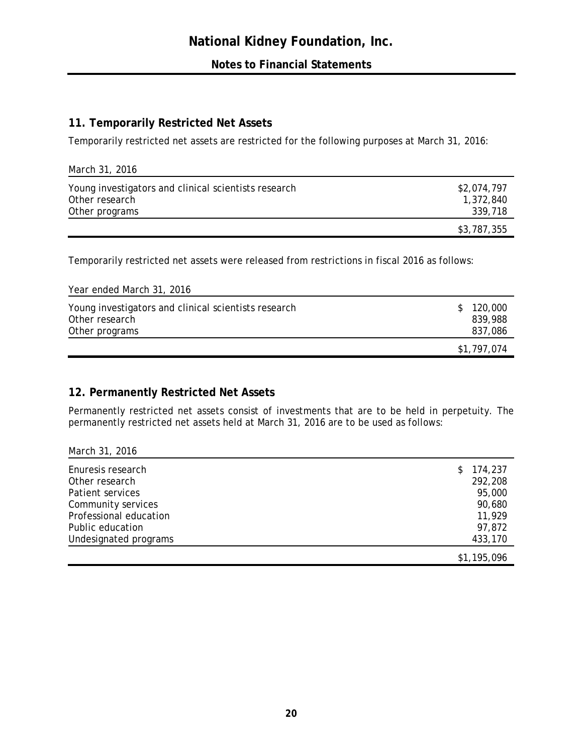## 11. Temporarily Restricted Net Assets

Temporarily restricted net assets are restricted for the following purposes at March 31, 2016:

| March 31, 2016 | |
|---|---|
| Young investigators and clinical scientists research | $2,074,797 |
| Other research | 1,372,840 |
| Other programs | 339,718 |
| | $3,787,355 |

Temporarily restricted net assets were released from restrictions in fiscal 2016 as follows:

| Year ended March 31, 2016 | |
|---|---|
| Young investigators and clinical scientists research | $ 120,000 |
| Other research | 839,988 |
| Other programs | 837,086 |
| | $1,797,074 |

## 12. Permanently Restricted Net Assets

Permanently restricted net assets consist of investments that are to be held in perpetuity. The permanently restricted net assets held at March 31, 2016 are to be used as follows:

| March 31, 2016 | |
|---|---|
| Enuresis research | $ 174,237 |
| Other research | 292,208 |
| Patient services | 95,000 |
| Community services | 90,680 |
| Professional education | 11,929 |
| Public education | 97,872 |
| Undesignated programs | 433,170 |
| | $1,195,096 |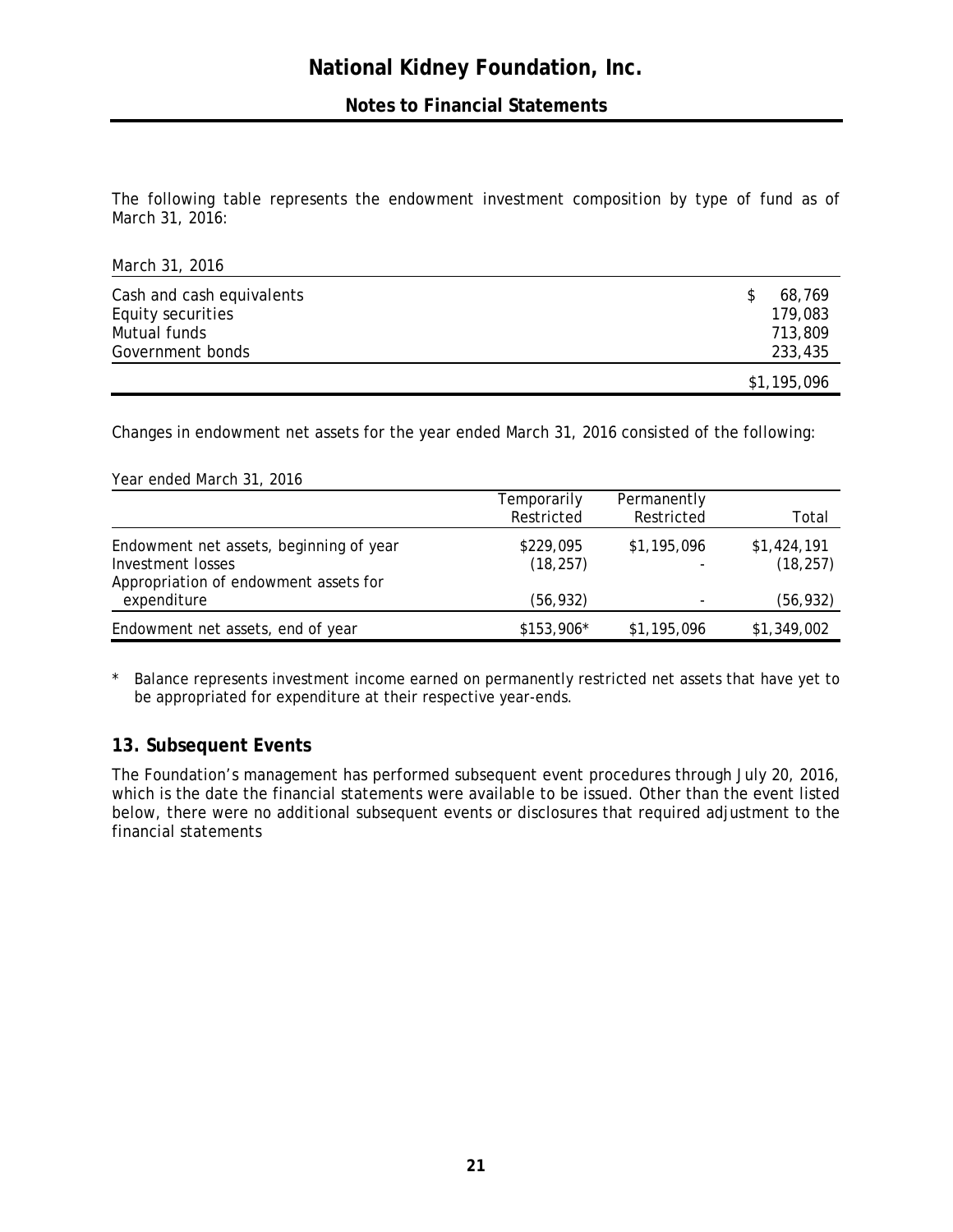The following table represents the endowment investment composition by type of fund as of March 31, 2016:

| March 31, 2016 | |
|---|---|
| Cash and cash equivalents | $ 68,769 |
| Equity securities | 179,083 |
| Mutual funds | 713,809 |
| Government bonds | 233,435 |
| | $1,195,096 |

Changes in endowment net assets for the year ended March 31, 2016 consisted of the following:

| Year ended March 31, 2016 | Temporarily Restricted | Permanently Restricted | Total |
|---|---|---|---|
| Endowment net assets, beginning of year | $229,095 | $1,195,096 | $1,424,191 |
| Investment losses | (18,257) | - | (18,257) |
| Appropriation of endowment assets for expenditure | (56,932) | - | (56,932) |
| Endowment net assets, end of year | $153,906* | $1,195,096 | $1,349,002 |

\* Balance represents investment income earned on permanently restricted net assets that have yet to be appropriated for expenditure at their respective year-ends.

## 13. Subsequent Events

The Foundation's management has performed subsequent event procedures through July 20, 2016, which is the date the financial statements were available to be issued. Other than the event listed below, there were no additional subsequent events or disclosures that required adjustment to the financial statements